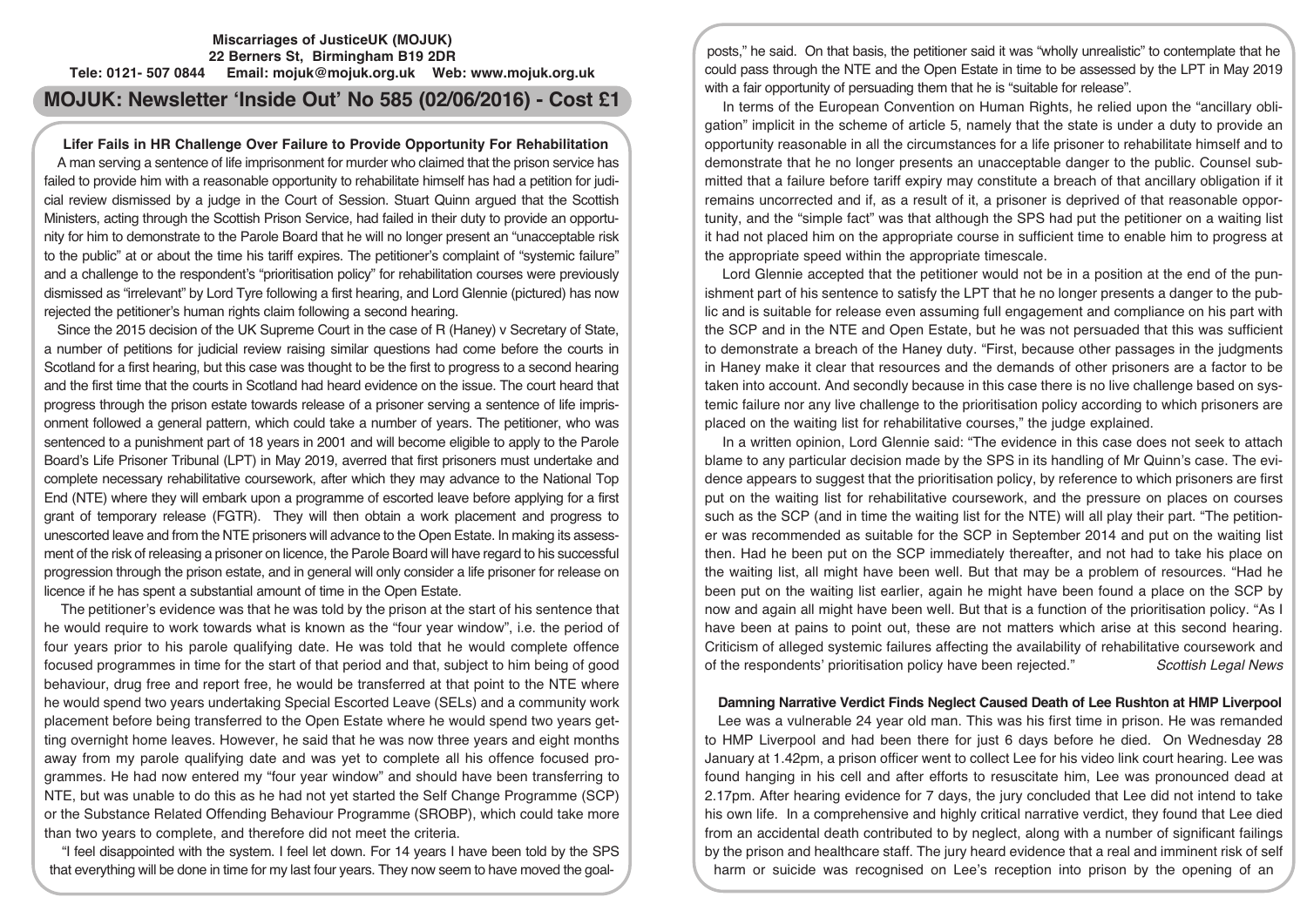**Miscarriages of JusticeUK (MOJUK)**
**22 Berners St, Birmingham B19 2DR**
**Tele: 0121- 507 0844 Email: mojuk@mojuk.org.uk Web: www.mojuk.org.uk**

# MOJUK: Newsletter 'Inside Out' No 585 (02/06/2016) - Cost £1

## Lifer Fails in HR Challenge Over Failure to Provide Opportunity For Rehabilitation

A man serving a sentence of life imprisonment for murder who claimed that the prison service has failed to provide him with a reasonable opportunity to rehabilitate himself has had a petition for judicial review dismissed by a judge in the Court of Session. Stuart Quinn argued that the Scottish Ministers, acting through the Scottish Prison Service, had failed in their duty to provide an opportunity for him to demonstrate to the Parole Board that he will no longer present an "unacceptable risk to the public" at or about the time his tariff expires. The petitioner's complaint of "systemic failure" and a challenge to the respondent's "prioritisation policy" for rehabilitation courses were previously dismissed as "irrelevant" by Lord Tyre following a first hearing, and Lord Glennie (pictured) has now rejected the petitioner's human rights claim following a second hearing.

Since the 2015 decision of the UK Supreme Court in the case of R (Haney) v Secretary of State, a number of petitions for judicial review raising similar questions had come before the courts in Scotland for a first hearing, but this case was thought to be the first to progress to a second hearing and the first time that the courts in Scotland had heard evidence on the issue. The court heard that progress through the prison estate towards release of a prisoner serving a sentence of life imprisonment followed a general pattern, which could take a number of years. The petitioner, who was sentenced to a punishment part of 18 years in 2001 and will become eligible to apply to the Parole Board's Life Prisoner Tribunal (LPT) in May 2019, averred that first prisoners must undertake and complete necessary rehabilitative coursework, after which they may advance to the National Top End (NTE) where they will embark upon a programme of escorted leave before applying for a first grant of temporary release (FGTR). They will then obtain a work placement and progress to unescorted leave and from the NTE prisoners will advance to the Open Estate. In making its assessment of the risk of releasing a prisoner on licence, the Parole Board will have regard to his successful progression through the prison estate, and in general will only consider a life prisoner for release on licence if he has spent a substantial amount of time in the Open Estate.

The petitioner's evidence was that he was told by the prison at the start of his sentence that he would require to work towards what is known as the "four year window", i.e. the period of four years prior to his parole qualifying date. He was told that he would complete offence focused programmes in time for the start of that period and that, subject to him being of good behaviour, drug free and report free, he would be transferred at that point to the NTE where he would spend two years undertaking Special Escorted Leave (SELs) and a community work placement before being transferred to the Open Estate where he would spend two years getting overnight home leaves. However, he said that he was now three years and eight months away from my parole qualifying date and was yet to complete all his offence focused programmes. He had now entered my "four year window" and should have been transferring to NTE, but was unable to do this as he had not yet started the Self Change Programme (SCP) or the Substance Related Offending Behaviour Programme (SROBP), which could take more than two years to complete, and therefore did not meet the criteria.

"I feel disappointed with the system. I feel let down. For 14 years I have been told by the SPS that everything will be done in time for my last four years. They now seem to have moved the goalposts," he said. On that basis, the petitioner said it was "wholly unrealistic" to contemplate that he could pass through the NTE and the Open Estate in time to be assessed by the LPT in May 2019 with a fair opportunity of persuading them that he is "suitable for release".

In terms of the European Convention on Human Rights, he relied upon the "ancillary obligation" implicit in the scheme of article 5, namely that the state is under a duty to provide an opportunity reasonable in all the circumstances for a life prisoner to rehabilitate himself and to demonstrate that he no longer presents an unacceptable danger to the public. Counsel submitted that a failure before tariff expiry may constitute a breach of that ancillary obligation if it remains uncorrected and if, as a result of it, a prisoner is deprived of that reasonable opportunity, and the "simple fact" was that although the SPS had put the petitioner on a waiting list it had not placed him on the appropriate course in sufficient time to enable him to progress at the appropriate speed within the appropriate timescale.

Lord Glennie accepted that the petitioner would not be in a position at the end of the punishment part of his sentence to satisfy the LPT that he no longer presents a danger to the public and is suitable for release even assuming full engagement and compliance on his part with the SCP and in the NTE and Open Estate, but he was not persuaded that this was sufficient to demonstrate a breach of the Haney duty. "First, because other passages in the judgments in Haney make it clear that resources and the demands of other prisoners are a factor to be taken into account. And secondly because in this case there is no live challenge based on systemic failure nor any live challenge to the prioritisation policy according to which prisoners are placed on the waiting list for rehabilitative courses," the judge explained.

In a written opinion, Lord Glennie said: "The evidence in this case does not seek to attach blame to any particular decision made by the SPS in its handling of Mr Quinn's case. The evidence appears to suggest that the prioritisation policy, by reference to which prisoners are first put on the waiting list for rehabilitative coursework, and the pressure on places on courses such as the SCP (and in time the waiting list for the NTE) will all play their part. "The petitioner was recommended as suitable for the SCP in September 2014 and put on the waiting list then. Had he been put on the SCP immediately thereafter, and not had to take his place on the waiting list, all might have been well. But that may be a problem of resources. "Had he been put on the waiting list earlier, again he might have been found a place on the SCP by now and again all might have been well. But that is a function of the prioritisation policy. "As I have been at pains to point out, these are not matters which arise at this second hearing. Criticism of alleged systemic failures affecting the availability of rehabilitative coursework and of the respondents' prioritisation policy have been rejected." *Scottish Legal News*

## Damning Narrative Verdict Finds Neglect Caused Death of Lee Rushton at HMP Liverpool

Lee was a vulnerable 24 year old man. This was his first time in prison. He was remanded to HMP Liverpool and had been there for just 6 days before he died. On Wednesday 28 January at 1.42pm, a prison officer went to collect Lee for his video link court hearing. Lee was found hanging in his cell and after efforts to resuscitate him, Lee was pronounced dead at 2.17pm. After hearing evidence for 7 days, the jury concluded that Lee did not intend to take his own life. In a comprehensive and highly critical narrative verdict, they found that Lee died from an accidental death contributed to by neglect, along with a number of significant failings by the prison and healthcare staff. The jury heard evidence that a real and imminent risk of self harm or suicide was recognised on Lee's reception into prison by the opening of an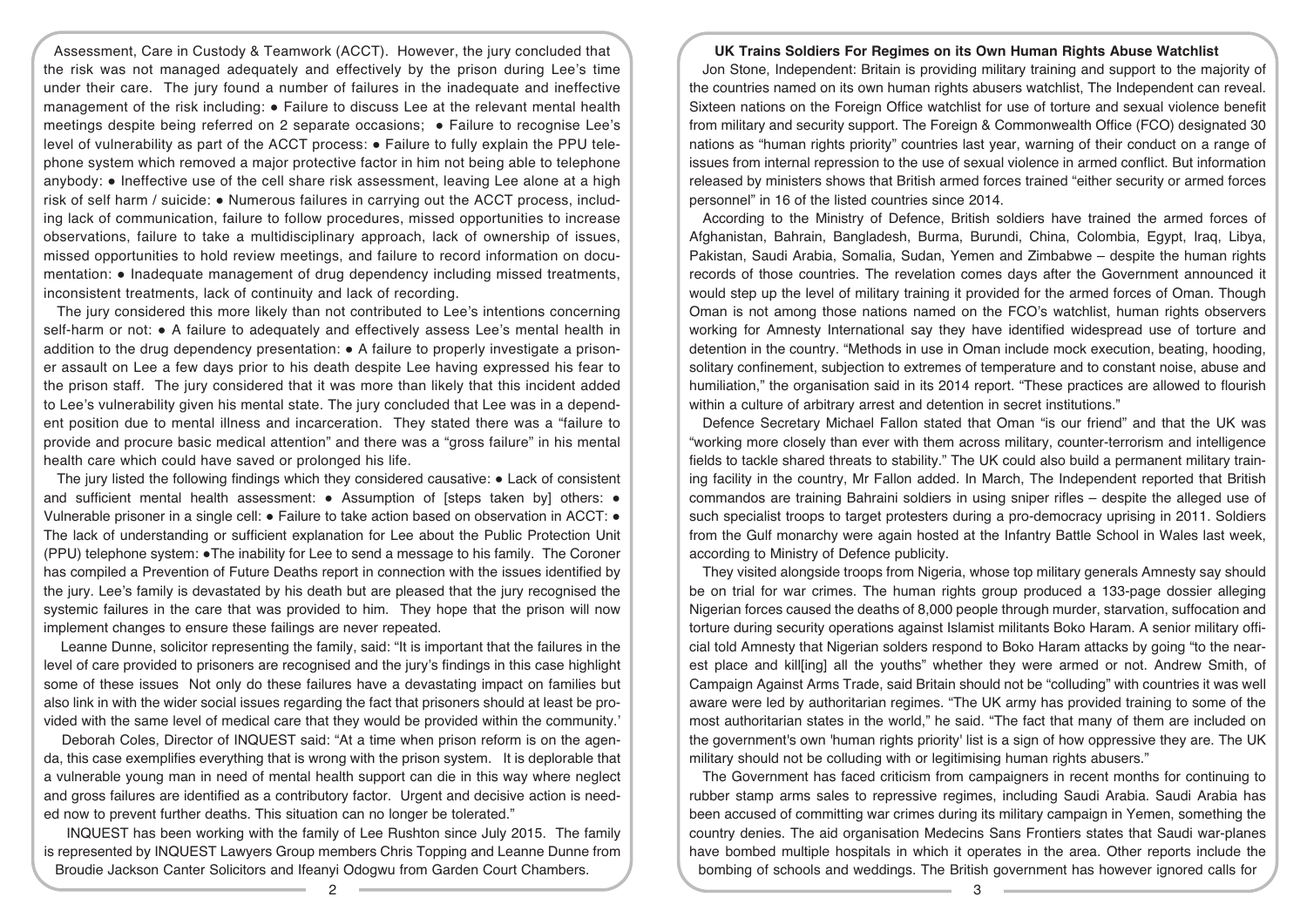Assessment, Care in Custody & Teamwork (ACCT). However, the jury concluded that the risk was not managed adequately and effectively by the prison during Lee's time under their care. The jury found a number of failures in the inadequate and ineffective management of the risk including: ● Failure to discuss Lee at the relevant mental health meetings despite being referred on 2 separate occasions; ● Failure to recognise Lee's level of vulnerability as part of the ACCT process: ● Failure to fully explain the PPU telephone system which removed a major protective factor in him not being able to telephone anybody: ● Ineffective use of the cell share risk assessment, leaving Lee alone at a high risk of self harm / suicide: ● Numerous failures in carrying out the ACCT process, including lack of communication, failure to follow procedures, missed opportunities to increase observations, failure to take a multidisciplinary approach, lack of ownership of issues, missed opportunities to hold review meetings, and failure to record information on documentation: ● Inadequate management of drug dependency including missed treatments, inconsistent treatments, lack of continuity and lack of recording.

The jury considered this more likely than not contributed to Lee's intentions concerning self-harm or not: ● A failure to adequately and effectively assess Lee's mental health in addition to the drug dependency presentation: ● A failure to properly investigate a prisoner assault on Lee a few days prior to his death despite Lee having expressed his fear to the prison staff. The jury considered that it was more than likely that this incident added to Lee's vulnerability given his mental state. The jury concluded that Lee was in a dependent position due to mental illness and incarceration. They stated there was a "failure to provide and procure basic medical attention" and there was a "gross failure" in his mental health care which could have saved or prolonged his life.

The jury listed the following findings which they considered causative: ● Lack of consistent and sufficient mental health assessment: ● Assumption of [steps taken by] others: ● Vulnerable prisoner in a single cell: ● Failure to take action based on observation in ACCT: ● The lack of understanding or sufficient explanation for Lee about the Public Protection Unit (PPU) telephone system: ●The inability for Lee to send a message to his family. The Coroner has compiled a Prevention of Future Deaths report in connection with the issues identified by the jury. Lee's family is devastated by his death but are pleased that the jury recognised the systemic failures in the care that was provided to him. They hope that the prison will now implement changes to ensure these failings are never repeated.

Leanne Dunne, solicitor representing the family, said: "It is important that the failures in the level of care provided to prisoners are recognised and the jury's findings in this case highlight some of these issues Not only do these failures have a devastating impact on families but also link in with the wider social issues regarding the fact that prisoners should at least be provided with the same level of medical care that they would be provided within the community.'

Deborah Coles, Director of INQUEST said: "At a time when prison reform is on the agenda, this case exemplifies everything that is wrong with the prison system. It is deplorable that a vulnerable young man in need of mental health support can die in this way where neglect and gross failures are identified as a contributory factor. Urgent and decisive action is needed now to prevent further deaths. This situation can no longer be tolerated."

INQUEST has been working with the family of Lee Rushton since July 2015. The family is represented by INQUEST Lawyers Group members Chris Topping and Leanne Dunne from Broudie Jackson Canter Solicitors and Ifeanyi Odogwu from Garden Court Chambers.

## UK Trains Soldiers For Regimes on its Own Human Rights Abuse Watchlist

Jon Stone, Independent: Britain is providing military training and support to the majority of the countries named on its own human rights abusers watchlist, The Independent can reveal. Sixteen nations on the Foreign Office watchlist for use of torture and sexual violence benefit from military and security support. The Foreign & Commonwealth Office (FCO) designated 30 nations as "human rights priority" countries last year, warning of their conduct on a range of issues from internal repression to the use of sexual violence in armed conflict. But information released by ministers shows that British armed forces trained "either security or armed forces personnel" in 16 of the listed countries since 2014.

According to the Ministry of Defence, British soldiers have trained the armed forces of Afghanistan, Bahrain, Bangladesh, Burma, Burundi, China, Colombia, Egypt, Iraq, Libya, Pakistan, Saudi Arabia, Somalia, Sudan, Yemen and Zimbabwe – despite the human rights records of those countries. The revelation comes days after the Government announced it would step up the level of military training it provided for the armed forces of Oman. Though Oman is not among those nations named on the FCO's watchlist, human rights observers working for Amnesty International say they have identified widespread use of torture and detention in the country. "Methods in use in Oman include mock execution, beating, hooding, solitary confinement, subjection to extremes of temperature and to constant noise, abuse and humiliation," the organisation said in its 2014 report. "These practices are allowed to flourish within a culture of arbitrary arrest and detention in secret institutions."

Defence Secretary Michael Fallon stated that Oman "is our friend" and that the UK was "working more closely than ever with them across military, counter-terrorism and intelligence fields to tackle shared threats to stability." The UK could also build a permanent military training facility in the country, Mr Fallon added. In March, The Independent reported that British commandos are training Bahraini soldiers in using sniper rifles – despite the alleged use of such specialist troops to target protesters during a pro-democracy uprising in 2011. Soldiers from the Gulf monarchy were again hosted at the Infantry Battle School in Wales last week, according to Ministry of Defence publicity.

They visited alongside troops from Nigeria, whose top military generals Amnesty say should be on trial for war crimes. The human rights group produced a 133-page dossier alleging Nigerian forces caused the deaths of 8,000 people through murder, starvation, suffocation and torture during security operations against Islamist militants Boko Haram. A senior military official told Amnesty that Nigerian solders respond to Boko Haram attacks by going "to the nearest place and kill[ing] all the youths" whether they were armed or not. Andrew Smith, of Campaign Against Arms Trade, said Britain should not be "colluding" with countries it was well aware were led by authoritarian regimes. "The UK army has provided training to some of the most authoritarian states in the world," he said. "The fact that many of them are included on the government's own 'human rights priority' list is a sign of how oppressive they are. The UK military should not be colluding with or legitimising human rights abusers."

The Government has faced criticism from campaigners in recent months for continuing to rubber stamp arms sales to repressive regimes, including Saudi Arabia. Saudi Arabia has been accused of committing war crimes during its military campaign in Yemen, something the country denies. The aid organisation Medecins Sans Frontiers states that Saudi war-planes have bombed multiple hospitals in which it operates in the area. Other reports include the bombing of schools and weddings. The British government has however ignored calls for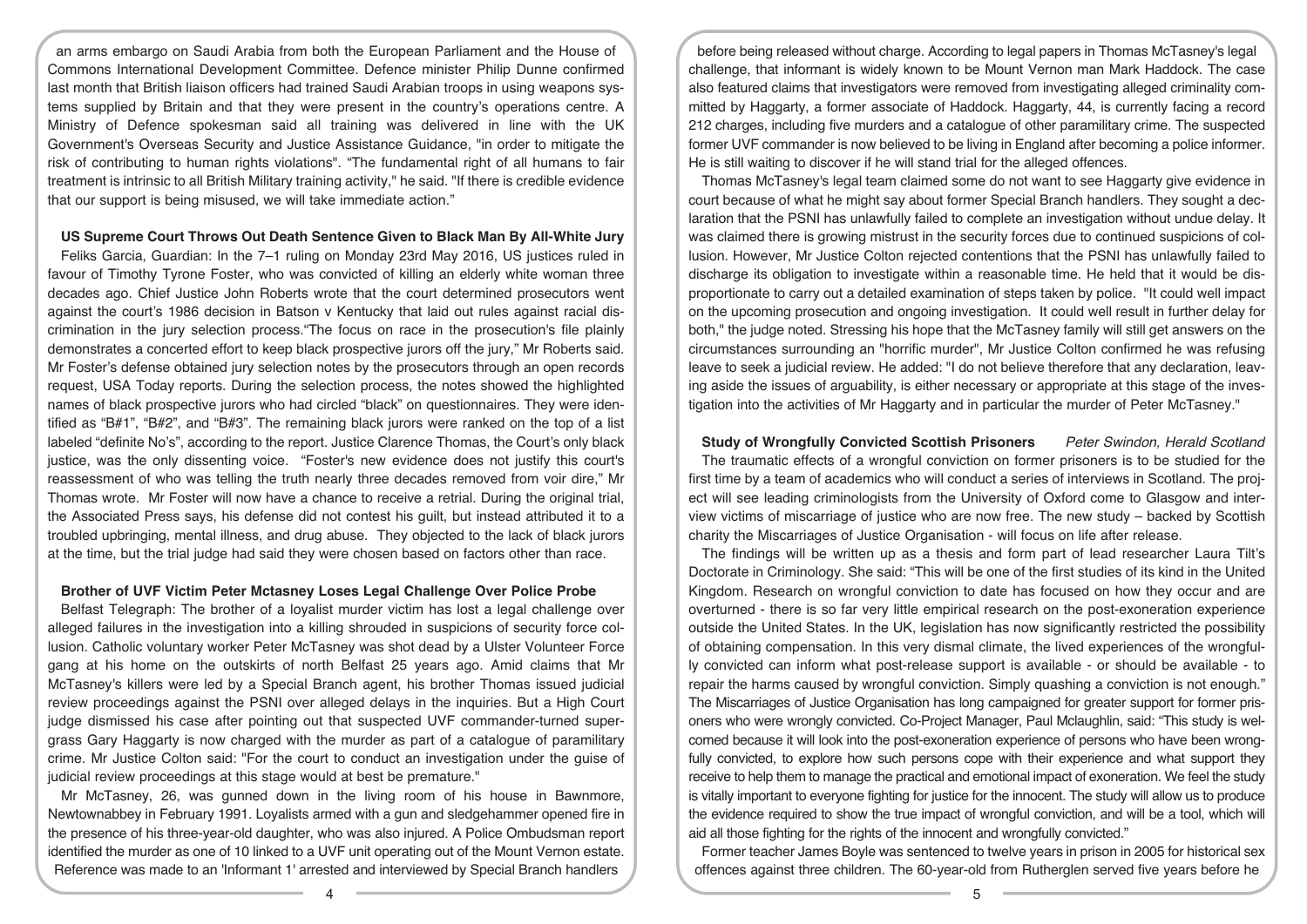an arms embargo on Saudi Arabia from both the European Parliament and the House of Commons International Development Committee. Defence minister Philip Dunne confirmed last month that British liaison officers had trained Saudi Arabian troops in using weapons systems supplied by Britain and that they were present in the country's operations centre. A Ministry of Defence spokesman said all training was delivered in line with the UK Government's Overseas Security and Justice Assistance Guidance, "in order to mitigate the risk of contributing to human rights violations". "The fundamental right of all humans to fair treatment is intrinsic to all British Military training activity," he said. "If there is credible evidence that our support is being misused, we will take immediate action."

**US Supreme Court Throws Out Death Sentence Given to Black Man By All-White Jury**

Feliks Garcia, Guardian: In the 7–1 ruling on Monday 23rd May 2016, US justices ruled in favour of Timothy Tyrone Foster, who was convicted of killing an elderly white woman three decades ago. Chief Justice John Roberts wrote that the court determined prosecutors went against the court's 1986 decision in Batson v Kentucky that laid out rules against racial discrimination in the jury selection process."The focus on race in the prosecution's file plainly demonstrates a concerted effort to keep black prospective jurors off the jury," Mr Roberts said. Mr Foster's defense obtained jury selection notes by the prosecutors through an open records request, USA Today reports. During the selection process, the notes showed the highlighted names of black prospective jurors who had circled "black" on questionnaires. They were identified as "B#1", "B#2", and "B#3". The remaining black jurors were ranked on the top of a list labeled "definite No's", according to the report. Justice Clarence Thomas, the Court's only black justice, was the only dissenting voice. "Foster's new evidence does not justify this court's reassessment of who was telling the truth nearly three decades removed from voir dire," Mr Thomas wrote. Mr Foster will now have a chance to receive a retrial. During the original trial, the Associated Press says, his defense did not contest his guilt, but instead attributed it to a troubled upbringing, mental illness, and drug abuse. They objected to the lack of black jurors at the time, but the trial judge had said they were chosen based on factors other than race.

**Brother of UVF Victim Peter Mctasney Loses Legal Challenge Over Police Probe**

Belfast Telegraph: The brother of a loyalist murder victim has lost a legal challenge over alleged failures in the investigation into a killing shrouded in suspicions of security force collusion. Catholic voluntary worker Peter McTasney was shot dead by a Ulster Volunteer Force gang at his home on the outskirts of north Belfast 25 years ago. Amid claims that Mr McTasney's killers were led by a Special Branch agent, his brother Thomas issued judicial review proceedings against the PSNI over alleged delays in the inquiries. But a High Court judge dismissed his case after pointing out that suspected UVF commander-turned supergrass Gary Haggarty is now charged with the murder as part of a catalogue of paramilitary crime. Mr Justice Colton said: "For the court to conduct an investigation under the guise of judicial review proceedings at this stage would at best be premature."

Mr McTasney, 26, was gunned down in the living room of his house in Bawnmore, Newtownabbey in February 1991. Loyalists armed with a gun and sledgehammer opened fire in the presence of his three-year-old daughter, who was also injured. A Police Ombudsman report identified the murder as one of 10 linked to a UVF unit operating out of the Mount Vernon estate. Reference was made to an 'Informant 1' arrested and interviewed by Special Branch handlers before being released without charge. According to legal papers in Thomas McTasney's legal challenge, that informant is widely known to be Mount Vernon man Mark Haddock. The case also featured claims that investigators were removed from investigating alleged criminality committed by Haggarty, a former associate of Haddock. Haggarty, 44, is currently facing a record 212 charges, including five murders and a catalogue of other paramilitary crime. The suspected former UVF commander is now believed to be living in England after becoming a police informer. He is still waiting to discover if he will stand trial for the alleged offences.

Thomas McTasney's legal team claimed some do not want to see Haggarty give evidence in court because of what he might say about former Special Branch handlers. They sought a declaration that the PSNI has unlawfully failed to complete an investigation without undue delay. It was claimed there is growing mistrust in the security forces due to continued suspicions of collusion. However, Mr Justice Colton rejected contentions that the PSNI has unlawfully failed to discharge its obligation to investigate within a reasonable time. He held that it would be disproportionate to carry out a detailed examination of steps taken by police. "It could well impact on the upcoming prosecution and ongoing investigation. It could well result in further delay for both," the judge noted. Stressing his hope that the McTasney family will still get answers on the circumstances surrounding an "horrific murder", Mr Justice Colton confirmed he was refusing leave to seek a judicial review. He added: "I do not believe therefore that any declaration, leaving aside the issues of arguability, is either necessary or appropriate at this stage of the investigation into the activities of Mr Haggarty and in particular the murder of Peter McTasney."

**Study of Wrongfully Convicted Scottish Prisoners** *Peter Swindon, Herald Scotland*

The traumatic effects of a wrongful conviction on former prisoners is to be studied for the first time by a team of academics who will conduct a series of interviews in Scotland. The project will see leading criminologists from the University of Oxford come to Glasgow and interview victims of miscarriage of justice who are now free. The new study – backed by Scottish charity the Miscarriages of Justice Organisation - will focus on life after release.

The findings will be written up as a thesis and form part of lead researcher Laura Tilt's Doctorate in Criminology. She said: "This will be one of the first studies of its kind in the United Kingdom. Research on wrongful conviction to date has focused on how they occur and are overturned - there is so far very little empirical research on the post-exoneration experience outside the United States. In the UK, legislation has now significantly restricted the possibility of obtaining compensation. In this very dismal climate, the lived experiences of the wrongfully convicted can inform what post-release support is available - or should be available - to repair the harms caused by wrongful conviction. Simply quashing a conviction is not enough." The Miscarriages of Justice Organisation has long campaigned for greater support for former prisoners who were wrongly convicted. Co-Project Manager, Paul Mclaughlin, said: "This study is welcomed because it will look into the post-exoneration experience of persons who have been wrongfully convicted, to explore how such persons cope with their experience and what support they receive to help them to manage the practical and emotional impact of exoneration. We feel the study is vitally important to everyone fighting for justice for the innocent. The study will allow us to produce the evidence required to show the true impact of wrongful conviction, and will be a tool, which will aid all those fighting for the rights of the innocent and wrongfully convicted."

Former teacher James Boyle was sentenced to twelve years in prison in 2005 for historical sex offences against three children. The 60-year-old from Rutherglen served five years before he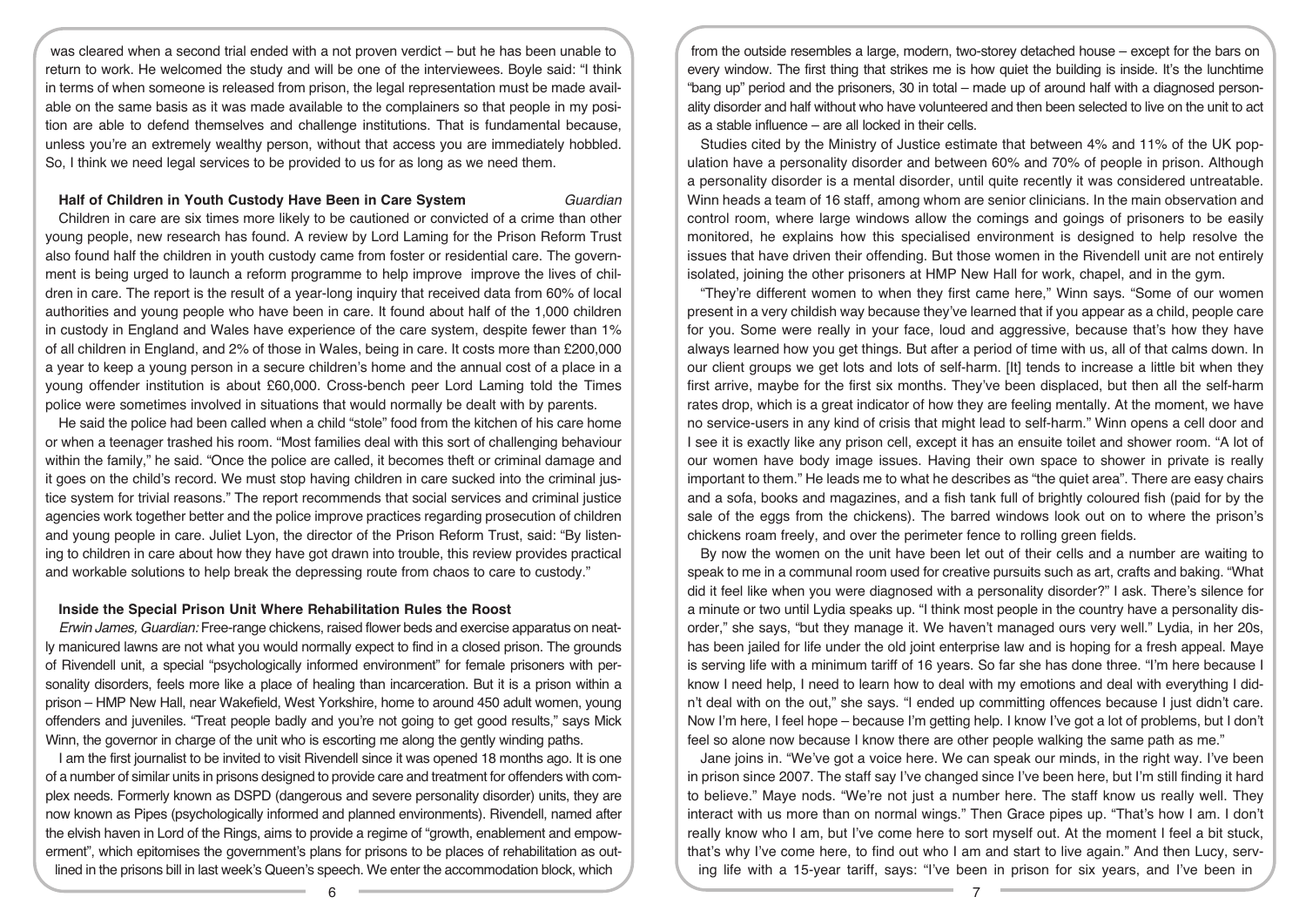was cleared when a second trial ended with a not proven verdict – but he has been unable to return to work. He welcomed the study and will be one of the interviewees. Boyle said: "I think in terms of when someone is released from prison, the legal representation must be made available on the same basis as it was made available to the complainers so that people in my position are able to defend themselves and challenge institutions. That is fundamental because, unless you're an extremely wealthy person, without that access you are immediately hobbled. So, I think we need legal services to be provided to us for as long as we need them.

### Half of Children in Youth Custody Have Been in Care System — *Guardian*

Children in care are six times more likely to be cautioned or convicted of a crime than other young people, new research has found. A review by Lord Laming for the Prison Reform Trust also found half the children in youth custody came from foster or residential care. The government is being urged to launch a reform programme to help improve the lives of children in care. The report is the result of a year-long inquiry that received data from 60% of local authorities and young people who have been in care. It found about half of the 1,000 children in custody in England and Wales have experience of the care system, despite fewer than 1% of all children in England, and 2% of those in Wales, being in care. It costs more than £200,000 a year to keep a young person in a secure children's home and the annual cost of a place in a young offender institution is about £60,000. Cross-bench peer Lord Laming told the Times police were sometimes involved in situations that would normally be dealt with by parents.

He said the police had been called when a child "stole" food from the kitchen of his care home or when a teenager trashed his room. "Most families deal with this sort of challenging behaviour within the family," he said. "Once the police are called, it becomes theft or criminal damage and it goes on the child's record. We must stop having children in care sucked into the criminal justice system for trivial reasons." The report recommends that social services and criminal justice agencies work together better and the police improve practices regarding prosecution of children and young people in care. Juliet Lyon, the director of the Prison Reform Trust, said: "By listening to children in care about how they have got drawn into trouble, this review provides practical and workable solutions to help break the depressing route from chaos to care to custody."

### Inside the Special Prison Unit Where Rehabilitation Rules the Roost

*Erwin James, Guardian:* Free-range chickens, raised flower beds and exercise apparatus on neatly manicured lawns are not what you would normally expect to find in a closed prison. The grounds of Rivendell unit, a special "psychologically informed environment" for female prisoners with personality disorders, feels more like a place of healing than incarceration. But it is a prison within a prison – HMP New Hall, near Wakefield, West Yorkshire, home to around 450 adult women, young offenders and juveniles. "Treat people badly and you're not going to get good results," says Mick Winn, the governor in charge of the unit who is escorting me along the gently winding paths.

I am the first journalist to be invited to visit Rivendell since it was opened 18 months ago. It is one of a number of similar units in prisons designed to provide care and treatment for offenders with complex needs. Formerly known as DSPD (dangerous and severe personality disorder) units, they are now known as Pipes (psychologically informed and planned environments). Rivendell, named after the elvish haven in Lord of the Rings, aims to provide a regime of "growth, enablement and empowerment", which epitomises the government's plans for prisons to be places of rehabilitation as outlined in the prisons bill in last week's Queen's speech. We enter the accommodation block, which from the outside resembles a large, modern, two-storey detached house – except for the bars on every window. The first thing that strikes me is how quiet the building is inside. It's the lunchtime "bang up" period and the prisoners, 30 in total – made up of around half with a diagnosed personality disorder and half without who have volunteered and then been selected to live on the unit to act as a stable influence – are all locked in their cells.

Studies cited by the Ministry of Justice estimate that between 4% and 11% of the UK population have a personality disorder and between 60% and 70% of people in prison. Although a personality disorder is a mental disorder, until quite recently it was considered untreatable. Winn heads a team of 16 staff, among whom are senior clinicians. In the main observation and control room, where large windows allow the comings and goings of prisoners to be easily monitored, he explains how this specialised environment is designed to help resolve the issues that have driven their offending. But those women in the Rivendell unit are not entirely isolated, joining the other prisoners at HMP New Hall for work, chapel, and in the gym.

"They're different women to when they first came here," Winn says. "Some of our women present in a very childish way because they've learned that if you appear as a child, people care for you. Some were really in your face, loud and aggressive, because that's how they have always learned how you get things. But after a period of time with us, all of that calms down. In our client groups we get lots and lots of self-harm. [It] tends to increase a little bit when they first arrive, maybe for the first six months. They've been displaced, but then all the self-harm rates drop, which is a great indicator of how they are feeling mentally. At the moment, we have no service-users in any kind of crisis that might lead to self-harm." Winn opens a cell door and I see it is exactly like any prison cell, except it has an ensuite toilet and shower room. "A lot of our women have body image issues. Having their own space to shower in private is really important to them." He leads me to what he describes as "the quiet area". There are easy chairs and a sofa, books and magazines, and a fish tank full of brightly coloured fish (paid for by the sale of the eggs from the chickens). The barred windows look out on to where the prison's chickens roam freely, and over the perimeter fence to rolling green fields.

By now the women on the unit have been let out of their cells and a number are waiting to speak to me in a communal room used for creative pursuits such as art, crafts and baking. "What did it feel like when you were diagnosed with a personality disorder?" I ask. There's silence for a minute or two until Lydia speaks up. "I think most people in the country have a personality disorder," she says, "but they manage it. We haven't managed ours very well." Lydia, in her 20s, has been jailed for life under the old joint enterprise law and is hoping for a fresh appeal. Maye is serving life with a minimum tariff of 16 years. So far she has done three. "I'm here because I know I need help, I need to learn how to deal with my emotions and deal with everything I didn't deal with on the out," she says. "I ended up committing offences because I just didn't care. Now I'm here, I feel hope – because I'm getting help. I know I've got a lot of problems, but I don't feel so alone now because I know there are other people walking the same path as me."

Jane joins in. "We've got a voice here. We can speak our minds, in the right way. I've been in prison since 2007. The staff say I've changed since I've been here, but I'm still finding it hard to believe." Maye nods. "We're not just a number here. The staff know us really well. They interact with us more than on normal wings." Then Grace pipes up. "That's how I am. I don't really know who I am, but I've come here to sort myself out. At the moment I feel a bit stuck, that's why I've come here, to find out who I am and start to live again." And then Lucy, serving life with a 15-year tariff, says: "I've been in prison for six years, and I've been in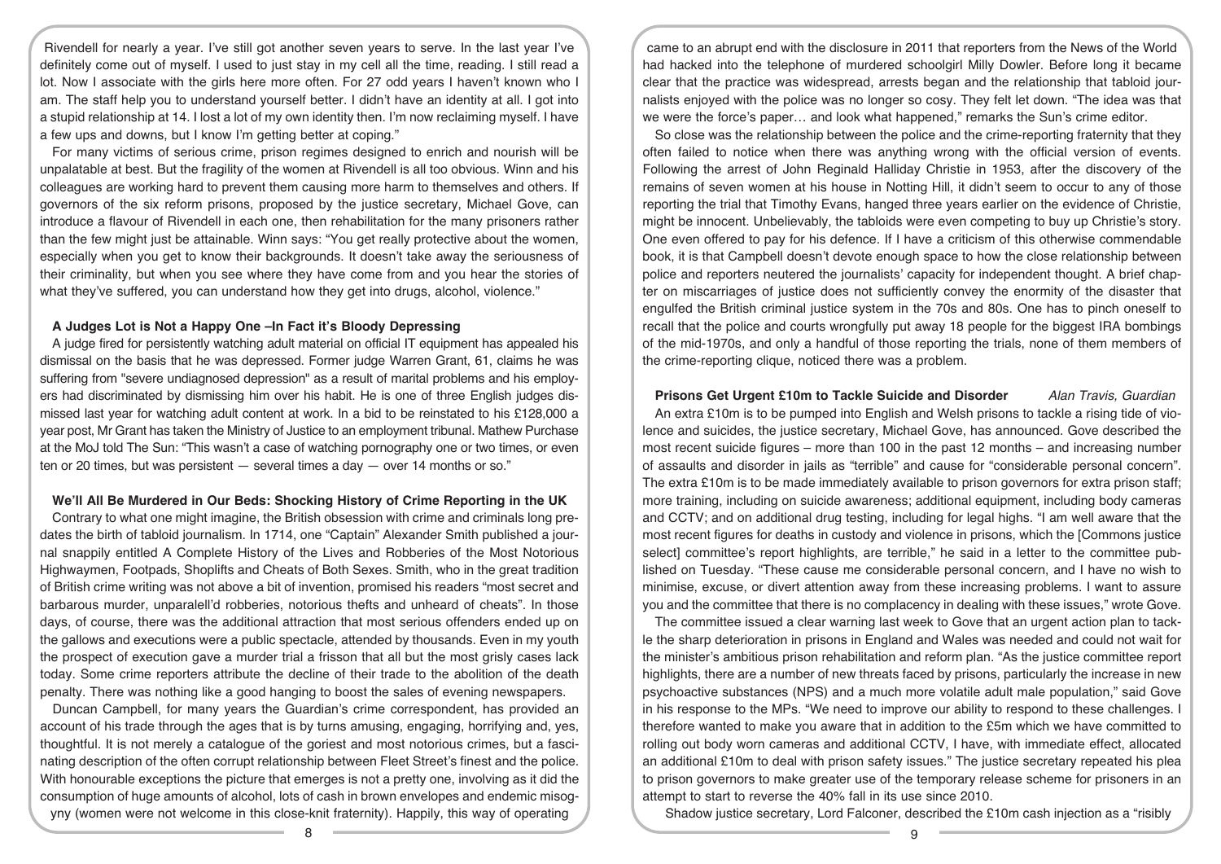Rivendell for nearly a year. I've still got another seven years to serve. In the last year I've definitely come out of myself. I used to just stay in my cell all the time, reading. I still read a lot. Now I associate with the girls here more often. For 27 odd years I haven't known who I am. The staff help you to understand yourself better. I didn't have an identity at all. I got into a stupid relationship at 14. I lost a lot of my own identity then. I'm now reclaiming myself. I have a few ups and downs, but I know I'm getting better at coping."

For many victims of serious crime, prison regimes designed to enrich and nourish will be unpalatable at best. But the fragility of the women at Rivendell is all too obvious. Winn and his colleagues are working hard to prevent them causing more harm to themselves and others. If governors of the six reform prisons, proposed by the justice secretary, Michael Gove, can introduce a flavour of Rivendell in each one, then rehabilitation for the many prisoners rather than the few might just be attainable. Winn says: "You get really protective about the women, especially when you get to know their backgrounds. It doesn't take away the seriousness of their criminality, but when you see where they have come from and you hear the stories of what they've suffered, you can understand how they get into drugs, alcohol, violence."

### A Judges Lot is Not a Happy One –In Fact it's Bloody Depressing

A judge fired for persistently watching adult material on official IT equipment has appealed his dismissal on the basis that he was depressed. Former judge Warren Grant, 61, claims he was suffering from "severe undiagnosed depression" as a result of marital problems and his employers had discriminated by dismissing him over his habit. He is one of three English judges dismissed last year for watching adult content at work. In a bid to be reinstated to his £128,000 a year post, Mr Grant has taken the Ministry of Justice to an employment tribunal. Mathew Purchase at the MoJ told The Sun: "This wasn't a case of watching pornography one or two times, or even ten or 20 times, but was persistent — several times a day — over 14 months or so."

### We'll All Be Murdered in Our Beds: Shocking History of Crime Reporting in the UK

Contrary to what one might imagine, the British obsession with crime and criminals long predates the birth of tabloid journalism. In 1714, one "Captain" Alexander Smith published a journal snappily entitled A Complete History of the Lives and Robberies of the Most Notorious Highwaymen, Footpads, Shoplifts and Cheats of Both Sexes. Smith, who in the great tradition of British crime writing was not above a bit of invention, promised his readers "most secret and barbarous murder, unparalell'd robberies, notorious thefts and unheard of cheats". In those days, of course, there was the additional attraction that most serious offenders ended up on the gallows and executions were a public spectacle, attended by thousands. Even in my youth the prospect of execution gave a murder trial a frisson that all but the most grisly cases lack today. Some crime reporters attribute the decline of their trade to the abolition of the death penalty. There was nothing like a good hanging to boost the sales of evening newspapers.

Duncan Campbell, for many years the Guardian's crime correspondent, has provided an account of his trade through the ages that is by turns amusing, engaging, horrifying and, yes, thoughtful. It is not merely a catalogue of the goriest and most notorious crimes, but a fascinating description of the often corrupt relationship between Fleet Street's finest and the police. With honourable exceptions the picture that emerges is not a pretty one, involving as it did the consumption of huge amounts of alcohol, lots of cash in brown envelopes and endemic misogyny (women were not welcome in this close-knit fraternity). Happily, this way of operating came to an abrupt end with the disclosure in 2011 that reporters from the News of the World had hacked into the telephone of murdered schoolgirl Milly Dowler. Before long it became clear that the practice was widespread, arrests began and the relationship that tabloid journalists enjoyed with the police was no longer so cosy. They felt let down. "The idea was that we were the force's paper… and look what happened," remarks the Sun's crime editor.

So close was the relationship between the police and the crime-reporting fraternity that they often failed to notice when there was anything wrong with the official version of events. Following the arrest of John Reginald Halliday Christie in 1953, after the discovery of the remains of seven women at his house in Notting Hill, it didn't seem to occur to any of those reporting the trial that Timothy Evans, hanged three years earlier on the evidence of Christie, might be innocent. Unbelievably, the tabloids were even competing to buy up Christie's story. One even offered to pay for his defence. If I have a criticism of this otherwise commendable book, it is that Campbell doesn't devote enough space to how the close relationship between police and reporters neutered the journalists' capacity for independent thought. A brief chapter on miscarriages of justice does not sufficiently convey the enormity of the disaster that engulfed the British criminal justice system in the 70s and 80s. One has to pinch oneself to recall that the police and courts wrongfully put away 18 people for the biggest IRA bombings of the mid-1970s, and only a handful of those reporting the trials, none of them members of the crime-reporting clique, noticed there was a problem.

### Prisons Get Urgent £10m to Tackle Suicide and Disorder *Alan Travis, Guardian*

An extra £10m is to be pumped into English and Welsh prisons to tackle a rising tide of violence and suicides, the justice secretary, Michael Gove, has announced. Gove described the most recent suicide figures – more than 100 in the past 12 months – and increasing number of assaults and disorder in jails as "terrible" and cause for "considerable personal concern". The extra £10m is to be made immediately available to prison governors for extra prison staff; more training, including on suicide awareness; additional equipment, including body cameras and CCTV; and on additional drug testing, including for legal highs. "I am well aware that the most recent figures for deaths in custody and violence in prisons, which the [Commons justice select] committee's report highlights, are terrible," he said in a letter to the committee published on Tuesday. "These cause me considerable personal concern, and I have no wish to minimise, excuse, or divert attention away from these increasing problems. I want to assure you and the committee that there is no complacency in dealing with these issues," wrote Gove.

The committee issued a clear warning last week to Gove that an urgent action plan to tackle the sharp deterioration in prisons in England and Wales was needed and could not wait for the minister's ambitious prison rehabilitation and reform plan. "As the justice committee report highlights, there are a number of new threats faced by prisons, particularly the increase in new psychoactive substances (NPS) and a much more volatile adult male population," said Gove in his response to the MPs. "We need to improve our ability to respond to these challenges. I therefore wanted to make you aware that in addition to the £5m which we have committed to rolling out body worn cameras and additional CCTV, I have, with immediate effect, allocated an additional £10m to deal with prison safety issues." The justice secretary repeated his plea to prison governors to make greater use of the temporary release scheme for prisoners in an attempt to start to reverse the 40% fall in its use since 2010.

Shadow justice secretary, Lord Falconer, described the £10m cash injection as a "risibly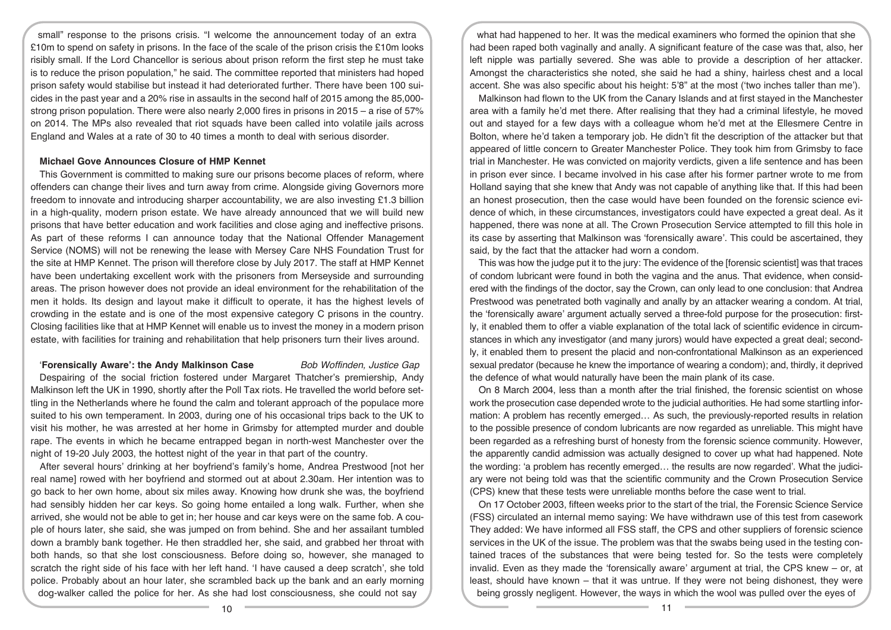small" response to the prisons crisis. "I welcome the announcement today of an extra £10m to spend on safety in prisons. In the face of the scale of the prison crisis the £10m looks risibly small. If the Lord Chancellor is serious about prison reform the first step he must take is to reduce the prison population," he said. The committee reported that ministers had hoped prison safety would stabilise but instead it had deteriorated further. There have been 100 suicides in the past year and a 20% rise in assaults in the second half of 2015 among the 85,000-strong prison population. There were also nearly 2,000 fires in prisons in 2015 – a rise of 57% on 2014. The MPs also revealed that riot squads have been called into volatile jails across England and Wales at a rate of 30 to 40 times a month to deal with serious disorder.

### Michael Gove Announces Closure of HMP Kennet

This Government is committed to making sure our prisons become places of reform, where offenders can change their lives and turn away from crime. Alongside giving Governors more freedom to innovate and introducing sharper accountability, we are also investing £1.3 billion in a high-quality, modern prison estate. We have already announced that we will build new prisons that have better education and work facilities and close aging and ineffective prisons. As part of these reforms I can announce today that the National Offender Management Service (NOMS) will not be renewing the lease with Mersey Care NHS Foundation Trust for the site at HMP Kennet. The prison will therefore close by July 2017. The staff at HMP Kennet have been undertaking excellent work with the prisoners from Merseyside and surrounding areas. The prison however does not provide an ideal environment for the rehabilitation of the men it holds. Its design and layout make it difficult to operate, it has the highest levels of crowding in the estate and is one of the most expensive category C prisons in the country. Closing facilities like that at HMP Kennet will enable us to invest the money in a modern prison estate, with facilities for training and rehabilitation that help prisoners turn their lives around.

### 'Forensically Aware': the Andy Malkinson Case

*Bob Woffinden, Justice Gap*

Despairing of the social friction fostered under Margaret Thatcher's premiership, Andy Malkinson left the UK in 1990, shortly after the Poll Tax riots. He travelled the world before settling in the Netherlands where he found the calm and tolerant approach of the populace more suited to his own temperament. In 2003, during one of his occasional trips back to the UK to visit his mother, he was arrested at her home in Grimsby for attempted murder and double rape. The events in which he became entrapped began in north-west Manchester over the night of 19-20 July 2003, the hottest night of the year in that part of the country.

After several hours' drinking at her boyfriend's family's home, Andrea Prestwood [not her real name] rowed with her boyfriend and stormed out at about 2.30am. Her intention was to go back to her own home, about six miles away. Knowing how drunk she was, the boyfriend had sensibly hidden her car keys. So going home entailed a long walk. Further, when she arrived, she would not be able to get in; her house and car keys were on the same fob. A couple of hours later, she said, she was jumped on from behind. She and her assailant tumbled down a brambly bank together. He then straddled her, she said, and grabbed her throat with both hands, so that she lost consciousness. Before doing so, however, she managed to scratch the right side of his face with her left hand. 'I have caused a deep scratch', she told police. Probably about an hour later, she scrambled back up the bank and an early morning dog-walker called the police for her. As she had lost consciousness, she could not say what had happened to her. It was the medical examiners who formed the opinion that she had been raped both vaginally and anally. A significant feature of the case was that, also, her left nipple was partially severed. She was able to provide a description of her attacker. Amongst the characteristics she noted, she said he had a shiny, hairless chest and a local accent. She was also specific about his height: 5'8" at the most ('two inches taller than me').

Malkinson had flown to the UK from the Canary Islands and at first stayed in the Manchester area with a family he'd met there. After realising that they had a criminal lifestyle, he moved out and stayed for a few days with a colleague whom he'd met at the Ellesmere Centre in Bolton, where he'd taken a temporary job. He didn't fit the description of the attacker but that appeared of little concern to Greater Manchester Police. They took him from Grimsby to face trial in Manchester. He was convicted on majority verdicts, given a life sentence and has been in prison ever since. I became involved in his case after his former partner wrote to me from Holland saying that she knew that Andy was not capable of anything like that. If this had been an honest prosecution, then the case would have been founded on the forensic science evidence of which, in these circumstances, investigators could have expected a great deal. As it happened, there was none at all. The Crown Prosecution Service attempted to fill this hole in its case by asserting that Malkinson was 'forensically aware'. This could be ascertained, they said, by the fact that the attacker had worn a condom.

This was how the judge put it to the jury: The evidence of the [forensic scientist] was that traces of condom lubricant were found in both the vagina and the anus. That evidence, when considered with the findings of the doctor, say the Crown, can only lead to one conclusion: that Andrea Prestwood was penetrated both vaginally and anally by an attacker wearing a condom. At trial, the 'forensically aware' argument actually served a three-fold purpose for the prosecution: firstly, it enabled them to offer a viable explanation of the total lack of scientific evidence in circumstances in which any investigator (and many jurors) would have expected a great deal; secondly, it enabled them to present the placid and non-confrontational Malkinson as an experienced sexual predator (because he knew the importance of wearing a condom); and, thirdly, it deprived the defence of what would naturally have been the main plank of its case.

On 8 March 2004, less than a month after the trial finished, the forensic scientist on whose work the prosecution case depended wrote to the judicial authorities. He had some startling information: A problem has recently emerged… As such, the previously-reported results in relation to the possible presence of condom lubricants are now regarded as unreliable. This might have been regarded as a refreshing burst of honesty from the forensic science community. However, the apparently candid admission was actually designed to cover up what had happened. Note the wording: 'a problem has recently emerged… the results are now regarded'. What the judiciary were not being told was that the scientific community and the Crown Prosecution Service (CPS) knew that these tests were unreliable months before the case went to trial.

On 17 October 2003, fifteen weeks prior to the start of the trial, the Forensic Science Service (FSS) circulated an internal memo saying: We have withdrawn use of this test from casework They added: We have informed all FSS staff, the CPS and other suppliers of forensic science services in the UK of the issue. The problem was that the swabs being used in the testing contained traces of the substances that were being tested for. So the tests were completely invalid. Even as they made the 'forensically aware' argument at trial, the CPS knew – or, at least, should have known – that it was untrue. If they were not being dishonest, they were being grossly negligent. However, the ways in which the wool was pulled over the eyes of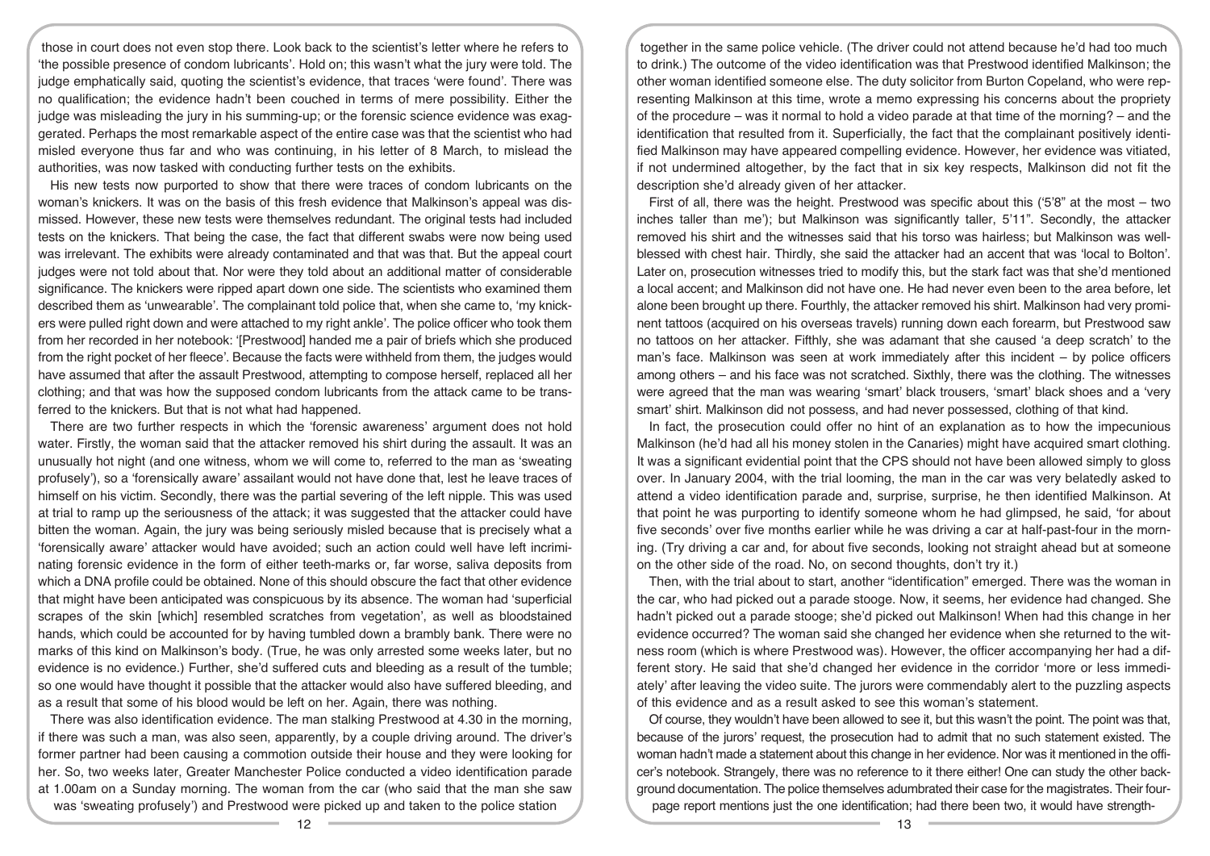those in court does not even stop there. Look back to the scientist's letter where he refers to 'the possible presence of condom lubricants'. Hold on; this wasn't what the jury were told. The judge emphatically said, quoting the scientist's evidence, that traces 'were found'. There was no qualification; the evidence hadn't been couched in terms of mere possibility. Either the judge was misleading the jury in his summing-up; or the forensic science evidence was exaggerated. Perhaps the most remarkable aspect of the entire case was that the scientist who had misled everyone thus far and who was continuing, in his letter of 8 March, to mislead the authorities, was now tasked with conducting further tests on the exhibits.

His new tests now purported to show that there were traces of condom lubricants on the woman's knickers. It was on the basis of this fresh evidence that Malkinson's appeal was dismissed. However, these new tests were themselves redundant. The original tests had included tests on the knickers. That being the case, the fact that different swabs were now being used was irrelevant. The exhibits were already contaminated and that was that. But the appeal court judges were not told about that. Nor were they told about an additional matter of considerable significance. The knickers were ripped apart down one side. The scientists who examined them described them as 'unwearable'. The complainant told police that, when she came to, 'my knickers were pulled right down and were attached to my right ankle'. The police officer who took them from her recorded in her notebook: '[Prestwood] handed me a pair of briefs which she produced from the right pocket of her fleece'. Because the facts were withheld from them, the judges would have assumed that after the assault Prestwood, attempting to compose herself, replaced all her clothing; and that was how the supposed condom lubricants from the attack came to be transferred to the knickers. But that is not what had happened.

There are two further respects in which the 'forensic awareness' argument does not hold water. Firstly, the woman said that the attacker removed his shirt during the assault. It was an unusually hot night (and one witness, whom we will come to, referred to the man as 'sweating profusely'), so a 'forensically aware' assailant would not have done that, lest he leave traces of himself on his victim. Secondly, there was the partial severing of the left nipple. This was used at trial to ramp up the seriousness of the attack; it was suggested that the attacker could have bitten the woman. Again, the jury was being seriously misled because that is precisely what a 'forensically aware' attacker would have avoided; such an action could well have left incriminating forensic evidence in the form of either teeth-marks or, far worse, saliva deposits from which a DNA profile could be obtained. None of this should obscure the fact that other evidence that might have been anticipated was conspicuous by its absence. The woman had 'superficial scrapes of the skin [which] resembled scratches from vegetation', as well as bloodstained hands, which could be accounted for by having tumbled down a brambly bank. There were no marks of this kind on Malkinson's body. (True, he was only arrested some weeks later, but no evidence is no evidence.) Further, she'd suffered cuts and bleeding as a result of the tumble; so one would have thought it possible that the attacker would also have suffered bleeding, and as a result that some of his blood would be left on her. Again, there was nothing.

There was also identification evidence. The man stalking Prestwood at 4.30 in the morning, if there was such a man, was also seen, apparently, by a couple driving around. The driver's former partner had been causing a commotion outside their house and they were looking for her. So, two weeks later, Greater Manchester Police conducted a video identification parade at 1.00am on a Sunday morning. The woman from the car (who said that the man she saw was 'sweating profusely') and Prestwood were picked up and taken to the police station together in the same police vehicle. (The driver could not attend because he'd had too much to drink.) The outcome of the video identification was that Prestwood identified Malkinson; the other woman identified someone else. The duty solicitor from Burton Copeland, who were representing Malkinson at this time, wrote a memo expressing his concerns about the propriety of the procedure – was it normal to hold a video parade at that time of the morning? – and the identification that resulted from it. Superficially, the fact that the complainant positively identified Malkinson may have appeared compelling evidence. However, her evidence was vitiated, if not undermined altogether, by the fact that in six key respects, Malkinson did not fit the description she'd already given of her attacker.

First of all, there was the height. Prestwood was specific about this ('5'8" at the most – two inches taller than me'); but Malkinson was significantly taller, 5'11". Secondly, the attacker removed his shirt and the witnesses said that his torso was hairless; but Malkinson was well-blessed with chest hair. Thirdly, she said the attacker had an accent that was 'local to Bolton'. Later on, prosecution witnesses tried to modify this, but the stark fact was that she'd mentioned a local accent; and Malkinson did not have one. He had never even been to the area before, let alone been brought up there. Fourthly, the attacker removed his shirt. Malkinson had very prominent tattoos (acquired on his overseas travels) running down each forearm, but Prestwood saw no tattoos on her attacker. Fifthly, she was adamant that she caused 'a deep scratch' to the man's face. Malkinson was seen at work immediately after this incident – by police officers among others – and his face was not scratched. Sixthly, there was the clothing. The witnesses were agreed that the man was wearing 'smart' black trousers, 'smart' black shoes and a 'very smart' shirt. Malkinson did not possess, and had never possessed, clothing of that kind.

In fact, the prosecution could offer no hint of an explanation as to how the impecunious Malkinson (he'd had all his money stolen in the Canaries) might have acquired smart clothing. It was a significant evidential point that the CPS should not have been allowed simply to gloss over. In January 2004, with the trial looming, the man in the car was very belatedly asked to attend a video identification parade and, surprise, surprise, he then identified Malkinson. At that point he was purporting to identify someone whom he had glimpsed, he said, 'for about five seconds' over five months earlier while he was driving a car at half-past-four in the morning. (Try driving a car and, for about five seconds, looking not straight ahead but at someone on the other side of the road. No, on second thoughts, don't try it.)

Then, with the trial about to start, another "identification" emerged. There was the woman in the car, who had picked out a parade stooge. Now, it seems, her evidence had changed. She hadn't picked out a parade stooge; she'd picked out Malkinson! When had this change in her evidence occurred? The woman said she changed her evidence when she returned to the witness room (which is where Prestwood was). However, the officer accompanying her had a different story. He said that she'd changed her evidence in the corridor 'more or less immediately' after leaving the video suite. The jurors were commendably alert to the puzzling aspects of this evidence and as a result asked to see this woman's statement.

Of course, they wouldn't have been allowed to see it, but this wasn't the point. The point was that, because of the jurors' request, the prosecution had to admit that no such statement existed. The woman hadn't made a statement about this change in her evidence. Nor was it mentioned in the officer's notebook. Strangely, there was no reference to it there either! One can study the other background documentation. The police themselves adumbrated their case for the magistrates. Their four-page report mentions just the one identification; had there been two, it would have strength-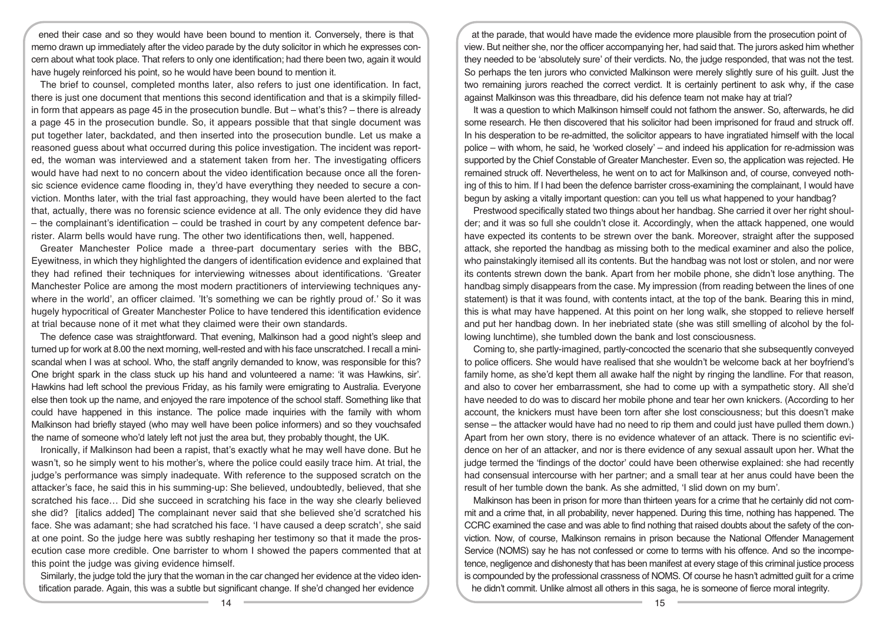ened their case and so they would have been bound to mention it. Conversely, there is that memo drawn up immediately after the video parade by the duty solicitor in which he expresses concern about what took place. That refers to only one identification; had there been two, again it would have hugely reinforced his point, so he would have been bound to mention it.

The brief to counsel, completed months later, also refers to just one identification. In fact, there is just one document that mentions this second identification and that is a skimpily filled-in form that appears as page 45 in the prosecution bundle. But – what's this? – there is already a page 45 in the prosecution bundle. So, it appears possible that that single document was put together later, backdated, and then inserted into the prosecution bundle. Let us make a reasoned guess about what occurred during this police investigation. The incident was reported, the woman was interviewed and a statement taken from her. The investigating officers would have had next to no concern about the video identification because once all the forensic science evidence came flooding in, they'd have everything they needed to secure a conviction. Months later, with the trial fast approaching, they would have been alerted to the fact that, actually, there was no forensic science evidence at all. The only evidence they did have – the complainant's identification – could be trashed in court by any competent defence barrister. Alarm bells would have rung. The other two identifications then, well, happened.

Greater Manchester Police made a three-part documentary series with the BBC, Eyewitness, in which they highlighted the dangers of identification evidence and explained that they had refined their techniques for interviewing witnesses about identifications. 'Greater Manchester Police are among the most modern practitioners of interviewing techniques anywhere in the world', an officer claimed. 'It's something we can be rightly proud of.' So it was hugely hypocritical of Greater Manchester Police to have tendered this identification evidence at trial because none of it met what they claimed were their own standards.

The defence case was straightforward. That evening, Malkinson had a good night's sleep and turned up for work at 8.00 the next morning, well-rested and with his face unscratched. I recall a mini-scandal when I was at school. Who, the staff angrily demanded to know, was responsible for this? One bright spark in the class stuck up his hand and volunteered a name: 'it was Hawkins, sir'. Hawkins had left school the previous Friday, as his family were emigrating to Australia. Everyone else then took up the name, and enjoyed the rare impotence of the school staff. Something like that could have happened in this instance. The police made inquiries with the family with whom Malkinson had briefly stayed (who may well have been police informers) and so they vouchsafed the name of someone who'd lately left not just the area but, they probably thought, the UK.

Ironically, if Malkinson had been a rapist, that's exactly what he may well have done. But he wasn't, so he simply went to his mother's, where the police could easily trace him. At trial, the judge's performance was simply inadequate. With reference to the supposed scratch on the attacker's face, he said this in his summing-up: She believed, undoubtedly, believed, that she scratched his face… Did she succeed in scratching his face in the way she clearly believed she did? [italics added] The complainant never said that she believed she'd scratched his face. She was adamant; she had scratched his face. 'I have caused a deep scratch', she said at one point. So the judge here was subtly reshaping her testimony so that it made the prosecution case more credible. One barrister to whom I showed the papers commented that at this point the judge was giving evidence himself.

Similarly, the judge told the jury that the woman in the car changed her evidence at the video identification parade. Again, this was a subtle but significant change. If she'd changed her evidence at the parade, that would have made the evidence more plausible from the prosecution point of view. But neither she, nor the officer accompanying her, had said that. The jurors asked him whether they needed to be 'absolutely sure' of their verdicts. No, the judge responded, that was not the test. So perhaps the ten jurors who convicted Malkinson were merely slightly sure of his guilt. Just the two remaining jurors reached the correct verdict. It is certainly pertinent to ask why, if the case against Malkinson was this threadbare, did his defence team not make hay at trial?

It was a question to which Malkinson himself could not fathom the answer. So, afterwards, he did some research. He then discovered that his solicitor had been imprisoned for fraud and struck off. In his desperation to be re-admitted, the solicitor appears to have ingratiated himself with the local police – with whom, he said, he 'worked closely' – and indeed his application for re-admission was supported by the Chief Constable of Greater Manchester. Even so, the application was rejected. He remained struck off. Nevertheless, he went on to act for Malkinson and, of course, conveyed nothing of this to him. If I had been the defence barrister cross-examining the complainant, I would have begun by asking a vitally important question: can you tell us what happened to your handbag?

Prestwood specifically stated two things about her handbag. She carried it over her right shoulder; and it was so full she couldn't close it. Accordingly, when the attack happened, one would have expected its contents to be strewn over the bank. Moreover, straight after the supposed attack, she reported the handbag as missing both to the medical examiner and also the police, who painstakingly itemised all its contents. But the handbag was not lost or stolen, and nor were its contents strewn down the bank. Apart from her mobile phone, she didn't lose anything. The handbag simply disappears from the case. My impression (from reading between the lines of one statement) is that it was found, with contents intact, at the top of the bank. Bearing this in mind, this is what may have happened. At this point on her long walk, she stopped to relieve herself and put her handbag down. In her inebriated state (she was still smelling of alcohol by the following lunchtime), she tumbled down the bank and lost consciousness.

Coming to, she partly-imagined, partly-concocted the scenario that she subsequently conveyed to police officers. She would have realised that she wouldn't be welcome back at her boyfriend's family home, as she'd kept them all awake half the night by ringing the landline. For that reason, and also to cover her embarrassment, she had to come up with a sympathetic story. All she'd have needed to do was to discard her mobile phone and tear her own knickers. (According to her account, the knickers must have been torn after she lost consciousness; but this doesn't make sense – the attacker would have had no need to rip them and could just have pulled them down.) Apart from her own story, there is no evidence whatever of an attack. There is no scientific evidence on her of an attacker, and nor is there evidence of any sexual assault upon her. What the judge termed the 'findings of the doctor' could have been otherwise explained: she had recently had consensual intercourse with her partner; and a small tear at her anus could have been the result of her tumble down the bank. As she admitted, 'I slid down on my bum'.

Malkinson has been in prison for more than thirteen years for a crime that he certainly did not commit and a crime that, in all probability, never happened. During this time, nothing has happened. The CCRC examined the case and was able to find nothing that raised doubts about the safety of the conviction. Now, of course, Malkinson remains in prison because the National Offender Management Service (NOMS) say he has not confessed or come to terms with his offence. And so the incompetence, negligence and dishonesty that has been manifest at every stage of this criminal justice process is compounded by the professional crassness of NOMS. Of course he hasn't admitted guilt for a crime he didn't commit. Unlike almost all others in this saga, he is someone of fierce moral integrity.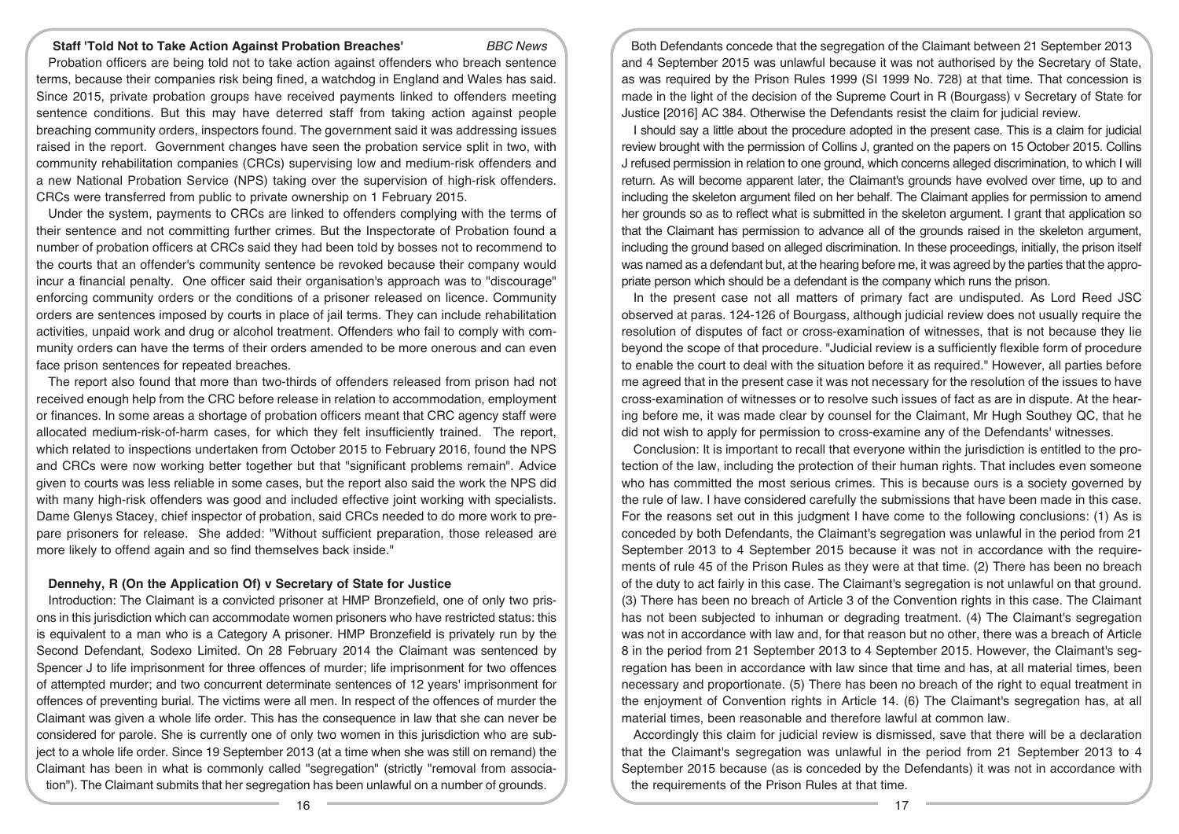## Staff 'Told Not to Take Action Against Probation Breaches'

*BBC News*

Probation officers are being told not to take action against offenders who breach sentence terms, because their companies risk being fined, a watchdog in England and Wales has said. Since 2015, private probation groups have received payments linked to offenders meeting sentence conditions. But this may have deterred staff from taking action against people breaching community orders, inspectors found. The government said it was addressing issues raised in the report. Government changes have seen the probation service split in two, with community rehabilitation companies (CRCs) supervising low and medium-risk offenders and a new National Probation Service (NPS) taking over the supervision of high-risk offenders. CRCs were transferred from public to private ownership on 1 February 2015.

Under the system, payments to CRCs are linked to offenders complying with the terms of their sentence and not committing further crimes. But the Inspectorate of Probation found a number of probation officers at CRCs said they had been told by bosses not to recommend to the courts that an offender's community sentence be revoked because their company would incur a financial penalty. One officer said their organisation's approach was to "discourage" enforcing community orders or the conditions of a prisoner released on licence. Community orders are sentences imposed by courts in place of jail terms. They can include rehabilitation activities, unpaid work and drug or alcohol treatment. Offenders who fail to comply with community orders can have the terms of their orders amended to be more onerous and can even face prison sentences for repeated breaches.

The report also found that more than two-thirds of offenders released from prison had not received enough help from the CRC before release in relation to accommodation, employment or finances. In some areas a shortage of probation officers meant that CRC agency staff were allocated medium-risk-of-harm cases, for which they felt insufficiently trained. The report, which related to inspections undertaken from October 2015 to February 2016, found the NPS and CRCs were now working better together but that "significant problems remain". Advice given to courts was less reliable in some cases, but the report also said the work the NPS did with many high-risk offenders was good and included effective joint working with specialists. Dame Glenys Stacey, chief inspector of probation, said CRCs needed to do more work to prepare prisoners for release. She added: "Without sufficient preparation, those released are more likely to offend again and so find themselves back inside."

## Dennehy, R (On the Application Of) v Secretary of State for Justice

Introduction: The Claimant is a convicted prisoner at HMP Bronzefield, one of only two prisons in this jurisdiction which can accommodate women prisoners who have restricted status: this is equivalent to a man who is a Category A prisoner. HMP Bronzefield is privately run by the Second Defendant, Sodexo Limited. On 28 February 2014 the Claimant was sentenced by Spencer J to life imprisonment for three offences of murder; life imprisonment for two offences of attempted murder; and two concurrent determinate sentences of 12 years' imprisonment for offences of preventing burial. The victims were all men. In respect of the offences of murder the Claimant was given a whole life order. This has the consequence in law that she can never be considered for parole. She is currently one of only two women in this jurisdiction who are subject to a whole life order. Since 19 September 2013 (at a time when she was still on remand) the Claimant has been in what is commonly called "segregation" (strictly "removal from association"). The Claimant submits that her segregation has been unlawful on a number of grounds.

Both Defendants concede that the segregation of the Claimant between 21 September 2013 and 4 September 2015 was unlawful because it was not authorised by the Secretary of State, as was required by the Prison Rules 1999 (SI 1999 No. 728) at that time. That concession is made in the light of the decision of the Supreme Court in R (Bourgass) v Secretary of State for Justice [2016] AC 384. Otherwise the Defendants resist the claim for judicial review.

I should say a little about the procedure adopted in the present case. This is a claim for judicial review brought with the permission of Collins J, granted on the papers on 15 October 2015. Collins J refused permission in relation to one ground, which concerns alleged discrimination, to which I will return. As will become apparent later, the Claimant's grounds have evolved over time, up to and including the skeleton argument filed on her behalf. The Claimant applies for permission to amend her grounds so as to reflect what is submitted in the skeleton argument. I grant that application so that the Claimant has permission to advance all of the grounds raised in the skeleton argument, including the ground based on alleged discrimination. In these proceedings, initially, the prison itself was named as a defendant but, at the hearing before me, it was agreed by the parties that the appropriate person which should be a defendant is the company which runs the prison.

In the present case not all matters of primary fact are undisputed. As Lord Reed JSC observed at paras. 124-126 of Bourgass, although judicial review does not usually require the resolution of disputes of fact or cross-examination of witnesses, that is not because they lie beyond the scope of that procedure. "Judicial review is a sufficiently flexible form of procedure to enable the court to deal with the situation before it as required." However, all parties before me agreed that in the present case it was not necessary for the resolution of the issues to have cross-examination of witnesses or to resolve such issues of fact as are in dispute. At the hearing before me, it was made clear by counsel for the Claimant, Mr Hugh Southey QC, that he did not wish to apply for permission to cross-examine any of the Defendants' witnesses.

Conclusion: It is important to recall that everyone within the jurisdiction is entitled to the protection of the law, including the protection of their human rights. That includes even someone who has committed the most serious crimes. This is because ours is a society governed by the rule of law. I have considered carefully the submissions that have been made in this case. For the reasons set out in this judgment I have come to the following conclusions: (1) As is conceded by both Defendants, the Claimant's segregation was unlawful in the period from 21 September 2013 to 4 September 2015 because it was not in accordance with the requirements of rule 45 of the Prison Rules as they were at that time. (2) There has been no breach of the duty to act fairly in this case. The Claimant's segregation is not unlawful on that ground. (3) There has been no breach of Article 3 of the Convention rights in this case. The Claimant has not been subjected to inhuman or degrading treatment. (4) The Claimant's segregation was not in accordance with law and, for that reason but no other, there was a breach of Article 8 in the period from 21 September 2013 to 4 September 2015. However, the Claimant's segregation has been in accordance with law since that time and has, at all material times, been necessary and proportionate. (5) There has been no breach of the right to equal treatment in the enjoyment of Convention rights in Article 14. (6) The Claimant's segregation has, at all material times, been reasonable and therefore lawful at common law.

Accordingly this claim for judicial review is dismissed, save that there will be a declaration that the Claimant's segregation was unlawful in the period from 21 September 2013 to 4 September 2015 because (as is conceded by the Defendants) it was not in accordance with the requirements of the Prison Rules at that time.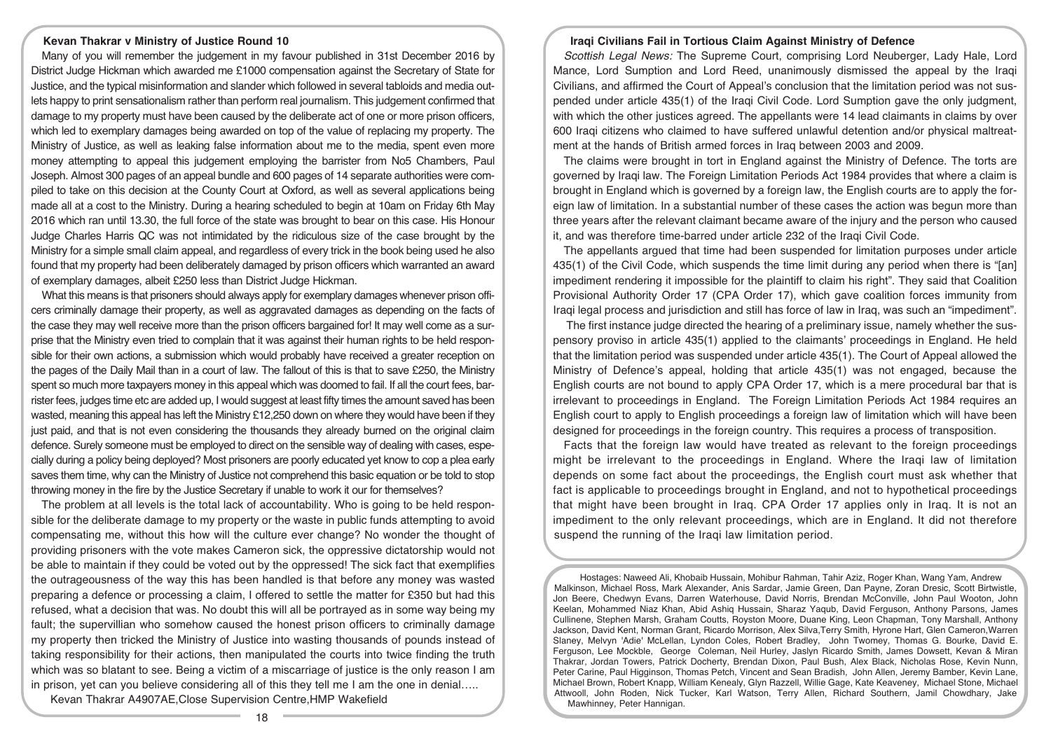## Kevan Thakrar v Ministry of Justice Round 10

Many of you will remember the judgement in my favour published in 31st December 2016 by District Judge Hickman which awarded me £1000 compensation against the Secretary of State for Justice, and the typical misinformation and slander which followed in several tabloids and media outlets happy to print sensationalism rather than perform real journalism. This judgement confirmed that damage to my property must have been caused by the deliberate act of one or more prison officers, which led to exemplary damages being awarded on top of the value of replacing my property. The Ministry of Justice, as well as leaking false information about me to the media, spent even more money attempting to appeal this judgement employing the barrister from No5 Chambers, Paul Joseph. Almost 300 pages of an appeal bundle and 600 pages of 14 separate authorities were compiled to take on this decision at the County Court at Oxford, as well as several applications being made all at a cost to the Ministry. During a hearing scheduled to begin at 10am on Friday 6th May 2016 which ran until 13.30, the full force of the state was brought to bear on this case. His Honour Judge Charles Harris QC was not intimidated by the ridiculous size of the case brought by the Ministry for a simple small claim appeal, and regardless of every trick in the book being used he also found that my property had been deliberately damaged by prison officers which warranted an award of exemplary damages, albeit £250 less than District Judge Hickman.

What this means is that prisoners should always apply for exemplary damages whenever prison officers criminally damage their property, as well as aggravated damages as depending on the facts of the case they may well receive more than the prison officers bargained for! It may well come as a surprise that the Ministry even tried to complain that it was against their human rights to be held responsible for their own actions, a submission which would probably have received a greater reception on the pages of the Daily Mail than in a court of law. The fallout of this is that to save £250, the Ministry spent so much more taxpayers money in this appeal which was doomed to fail. If all the court fees, barrister fees, judges time etc are added up, I would suggest at least fifty times the amount saved has been wasted, meaning this appeal has left the Ministry £12,250 down on where they would have been if they just paid, and that is not even considering the thousands they already burned on the original claim defence. Surely someone must be employed to direct on the sensible way of dealing with cases, especially during a policy being deployed? Most prisoners are poorly educated yet know to cop a plea early saves them time, why can the Ministry of Justice not comprehend this basic equation or be told to stop throwing money in the fire by the Justice Secretary if unable to work it our for themselves?

The problem at all levels is the total lack of accountability. Who is going to be held responsible for the deliberate damage to my property or the waste in public funds attempting to avoid compensating me, without this how will the culture ever change? No wonder the thought of providing prisoners with the vote makes Cameron sick, the oppressive dictatorship would not be able to maintain if they could be voted out by the oppressed! The sick fact that exemplifies the outrageousness of the way this has been handled is that before any money was wasted preparing a defence or processing a claim, I offered to settle the matter for £350 but had this refused, what a decision that was. No doubt this will all be portrayed as in some way being my fault; the supervillian who somehow caused the honest prison officers to criminally damage my property then tricked the Ministry of Justice into wasting thousands of pounds instead of taking responsibility for their actions, then manipulated the courts into twice finding the truth which was so blatant to see. Being a victim of a miscarriage of justice is the only reason I am in prison, yet can you believe considering all of this they tell me I am the one in denial…..

Kevan Thakrar A4907AE,Close Supervision Centre,HMP Wakefield

## Iraqi Civilians Fail in Tortious Claim Against Ministry of Defence

*Scottish Legal News:* The Supreme Court, comprising Lord Neuberger, Lady Hale, Lord Mance, Lord Sumption and Lord Reed, unanimously dismissed the appeal by the Iraqi Civilians, and affirmed the Court of Appeal's conclusion that the limitation period was not suspended under article 435(1) of the Iraqi Civil Code. Lord Sumption gave the only judgment, with which the other justices agreed. The appellants were 14 lead claimants in claims by over 600 Iraqi citizens who claimed to have suffered unlawful detention and/or physical maltreatment at the hands of British armed forces in Iraq between 2003 and 2009.

The claims were brought in tort in England against the Ministry of Defence. The torts are governed by Iraqi law. The Foreign Limitation Periods Act 1984 provides that where a claim is brought in England which is governed by a foreign law, the English courts are to apply the foreign law of limitation. In a substantial number of these cases the action was begun more than three years after the relevant claimant became aware of the injury and the person who caused it, and was therefore time-barred under article 232 of the Iraqi Civil Code.

The appellants argued that time had been suspended for limitation purposes under article 435(1) of the Civil Code, which suspends the time limit during any period when there is "[an] impediment rendering it impossible for the plaintiff to claim his right". They said that Coalition Provisional Authority Order 17 (CPA Order 17), which gave coalition forces immunity from Iraqi legal process and jurisdiction and still has force of law in Iraq, was such an "impediment".

The first instance judge directed the hearing of a preliminary issue, namely whether the suspensory proviso in article 435(1) applied to the claimants' proceedings in England. He held that the limitation period was suspended under article 435(1). The Court of Appeal allowed the Ministry of Defence's appeal, holding that article 435(1) was not engaged, because the English courts are not bound to apply CPA Order 17, which is a mere procedural bar that is irrelevant to proceedings in England. The Foreign Limitation Periods Act 1984 requires an English court to apply to English proceedings a foreign law of limitation which will have been designed for proceedings in the foreign country. This requires a process of transposition.

Facts that the foreign law would have treated as relevant to the foreign proceedings might be irrelevant to the proceedings in England. Where the Iraqi law of limitation depends on some fact about the proceedings, the English court must ask whether that fact is applicable to proceedings brought in England, and not to hypothetical proceedings that might have been brought in Iraq. CPA Order 17 applies only in Iraq. It is not an impediment to the only relevant proceedings, which are in England. It did not therefore suspend the running of the Iraqi law limitation period.

Hostages: Naweed Ali, Khobaib Hussain, Mohibur Rahman, Tahir Aziz, Roger Khan, Wang Yam, Andrew Malkinson, Michael Ross, Mark Alexander, Anis Sardar, Jamie Green, Dan Payne, Zoran Dresic, Scott Birtwistle, Jon Beere, Chedwyn Evans, Darren Waterhouse, David Norris, Brendan McConville, John Paul Wooton, John Keelan, Mohammed Niaz Khan, Abid Ashiq Hussain, Sharaz Yaqub, David Ferguson, Anthony Parsons, James Cullinene, Stephen Marsh, Graham Coutts, Royston Moore, Duane King, Leon Chapman, Tony Marshall, Anthony Jackson, David Kent, Norman Grant, Ricardo Morrison, Alex Silva,Terry Smith, Hyrone Hart, Glen Cameron,Warren Slaney, Melvyn 'Adie' McLellan, Lyndon Coles, Robert Bradley, John Twomey, Thomas G. Bourke, David E. Ferguson, Lee Mockble, George Coleman, Neil Hurley, Jaslyn Ricardo Smith, James Dowsett, Kevan & Miran Thakrar, Jordan Towers, Patrick Docherty, Brendan Dixon, Paul Bush, Alex Black, Nicholas Rose, Kevin Nunn, Peter Carine, Paul Higginson, Thomas Petch, Vincent and Sean Bradish, John Allen, Jeremy Bamber, Kevin Lane, Michael Brown, Robert Knapp, William Kenealy, Glyn Razzell, Willie Gage, Kate Keaveney, Michael Stone, Michael Attwooll, John Roden, Nick Tucker, Karl Watson, Terry Allen, Richard Southern, Jamil Chowdhary, Jake Mawhinney, Peter Hannigan.